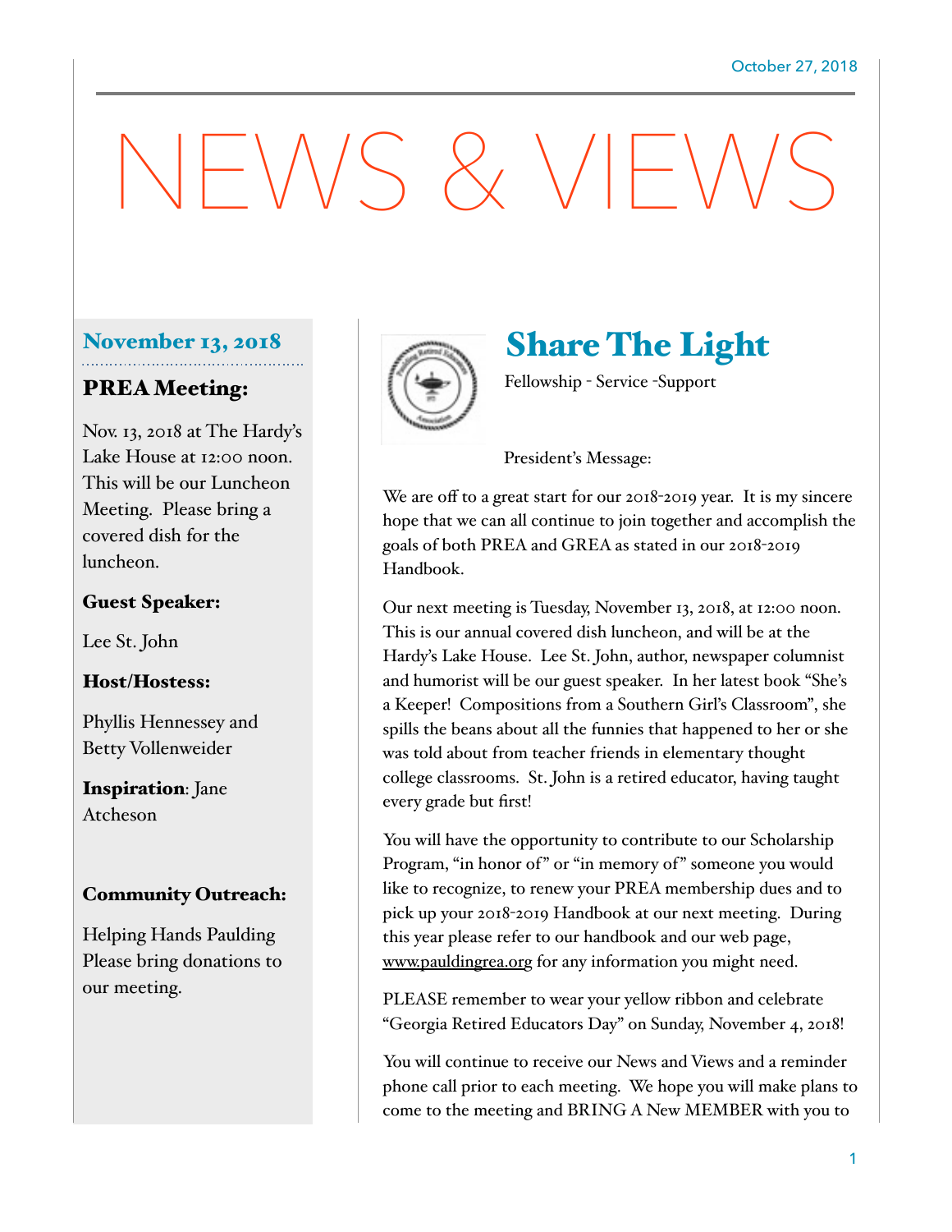October 27, 2018

# NEWS & VIEWS

## November 13, 2018

### PREA Meeting:

Nov. 13, 2018 at The Hardy's Lake House at 12:00 noon. This will be our Luncheon Meeting. Please bring a covered dish for the luncheon.

**Guest Speaker:**

Lee St. John

**Host/Hostess:**

Phyllis Hennessey and Betty Vollenweider

**Inspiration**: Jane Atcheson

**Community Outreach:**

Helping Hands Paulding Please bring donations to our meeting.

## Share The Light

Fellowship - Service -Support

President's Message:

We are off to a great start for our 2018-2019 year. It is my sincere hope that we can all continue to join together and accomplish the goals of both PREA and GREA as stated in our 2018-2019 Handbook.

Our next meeting is Tuesday, November 13, 2018, at 12:00 noon. This is our annual covered dish luncheon, and will be at the Hardy's Lake House. Lee St. John, author, newspaper columnist and humorist will be our guest speaker. In her latest book "She's a Keeper! Compositions from a Southern Girl's Classroom", she spills the beans about all the funnies that happened to her or she was told about from teacher friends in elementary thought college classrooms. St. John is a retired educator, having taught every grade but first!

You will have the opportunity to contribute to our Scholarship Program, "in honor of" or "in memory of" someone you would like to recognize, to renew your PREA membership dues and to pick up your 2018-2019 Handbook at our next meeting. During this year please refer to our handbook and our web page, www.pauldingrea.org for any information you might need.

PLEASE remember to wear your yellow ribbon and celebrate "Georgia Retired Educators Day" on Sunday, November 4, 2018!

You will continue to receive our News and Views and a reminder phone call prior to each meeting. We hope you will make plans to come to the meeting and BRING A New MEMBER with you to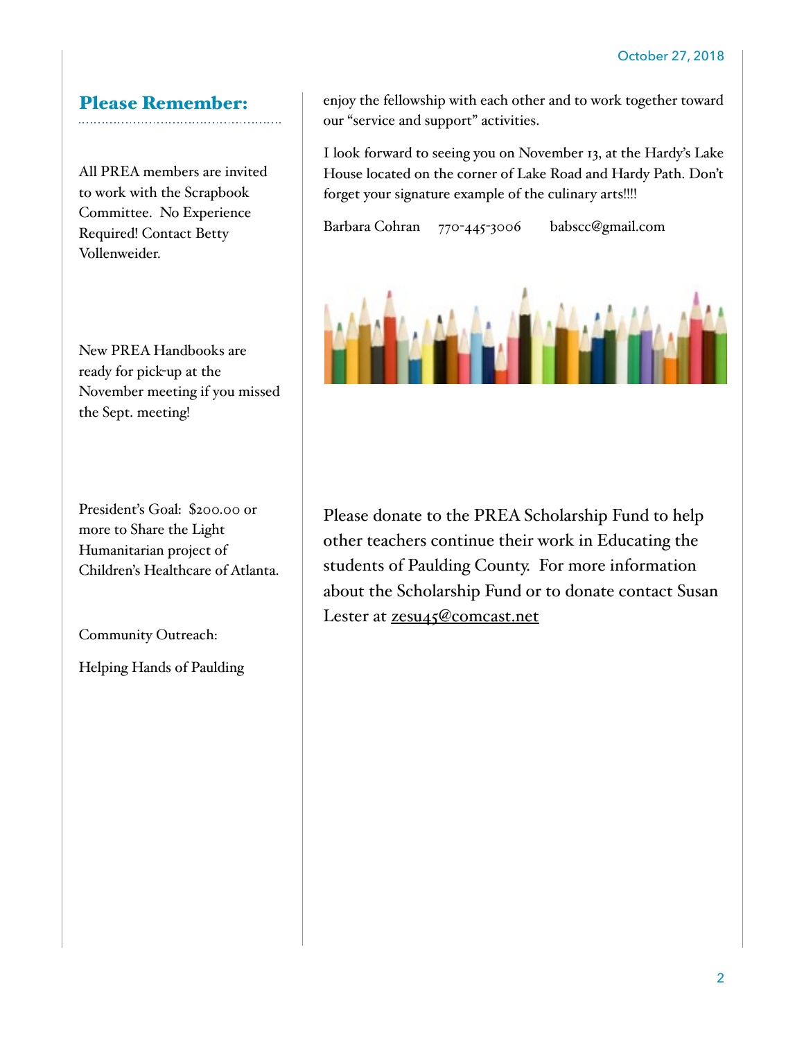## Please Remember:

All PREA members are invited to work with the Scrapbook Committee. No Experience Required! Contact Betty Vollenweider.

New PREA Handbooks are ready for pick-up at the November meeting if you missed the Sept. meeting!

President's Goal: $200.00 or more to Share the Light Humanitarian project of Children's Healthcare of Atlanta.

Community Outreach:

Helping Hands of Paulding

enjoy the fellowship with each other and to work together toward our "service and support" activities.

I look forward to seeing you on November 13, at the Hardy's Lake House located on the corner of Lake Road and Hardy Path. Don't forget your signature example of the culinary arts!!!!

Barbara Cohran 770-445-3006 babscc@gmail.com

Please donate to the PREA Scholarship Fund to help other teachers continue their work in Educating the students of Paulding County. For more information about the Scholarship Fund or to donate contact Susan Lester at zesu45@comcast.net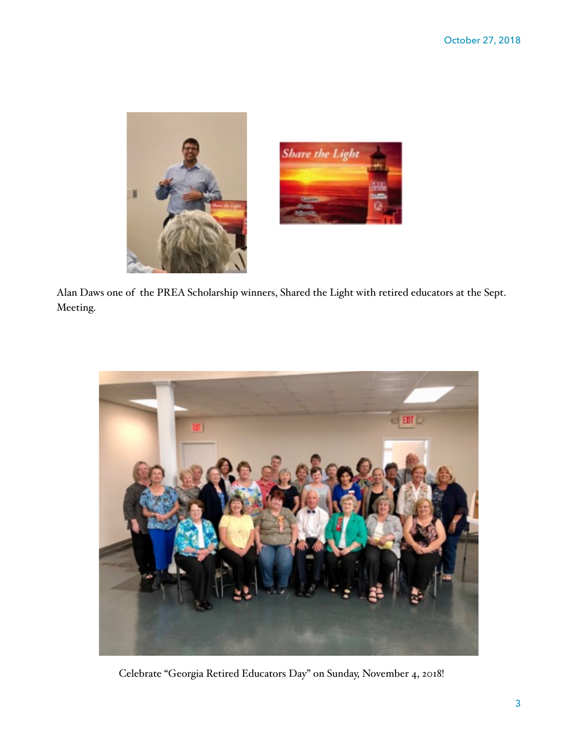Alan Daws one of the PREA Scholarship winners, Shared the Light with retired educators at the Sept. Meeting.

Celebrate "Georgia Retired Educators Day" on Sunday, November 4, 2018!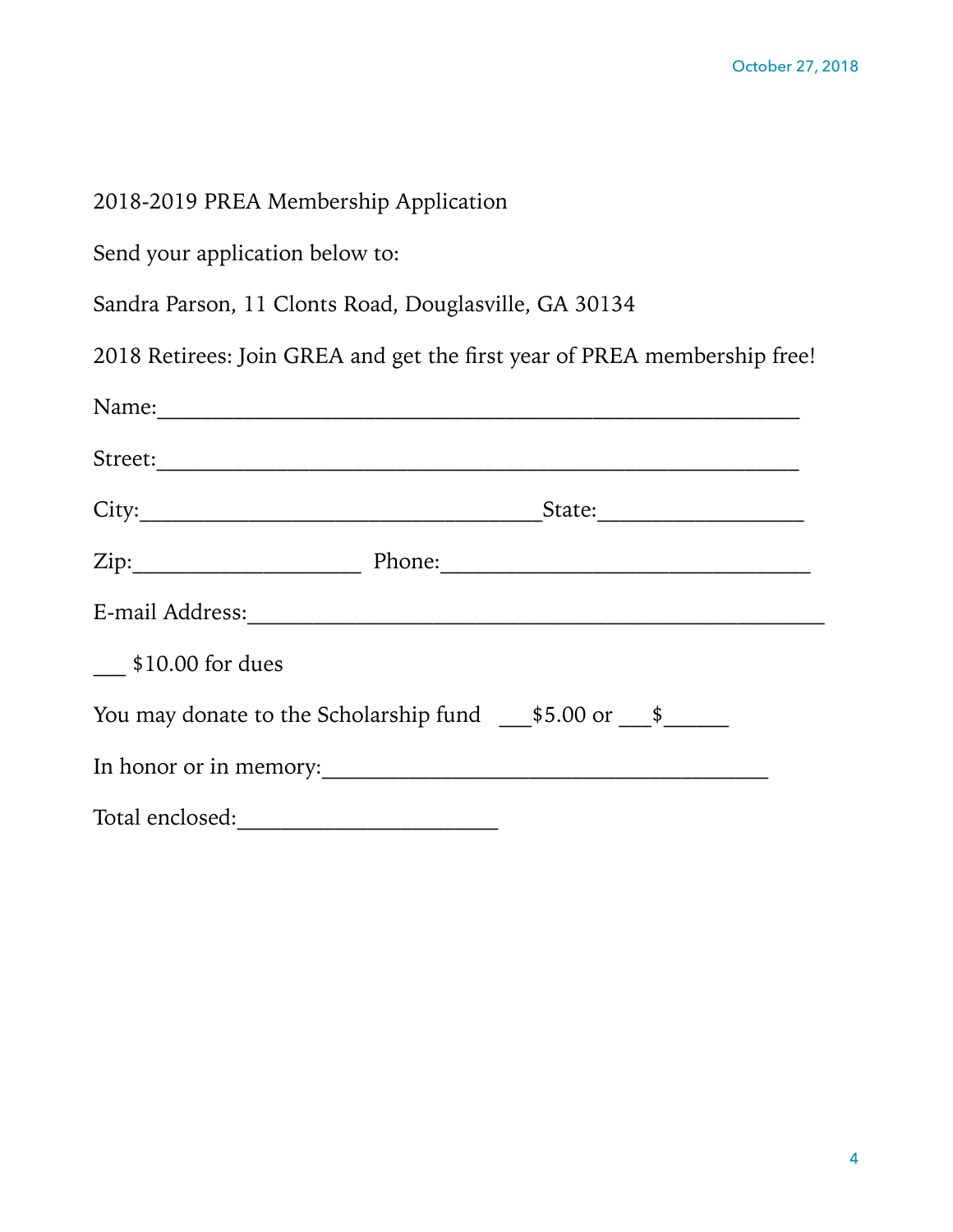2018-2019 PREA Membership Application

Send your application below to:

Sandra Parson, 11 Clonts Road, Douglasville, GA 30134

2018 Retirees: Join GREA and get the first year of PREA membership free!

Name:_______________________________________________

Street:_______________________________________________

City:______________________________State:_______________

Zip:___________________ Phone:______________________________

E-mail Address:_______________________________________________

___ $10.00 for dues

You may donate to the Scholarship fund ___$5.00 or ___$_____

In honor or in memory:_____________________________________

Total enclosed:______________________